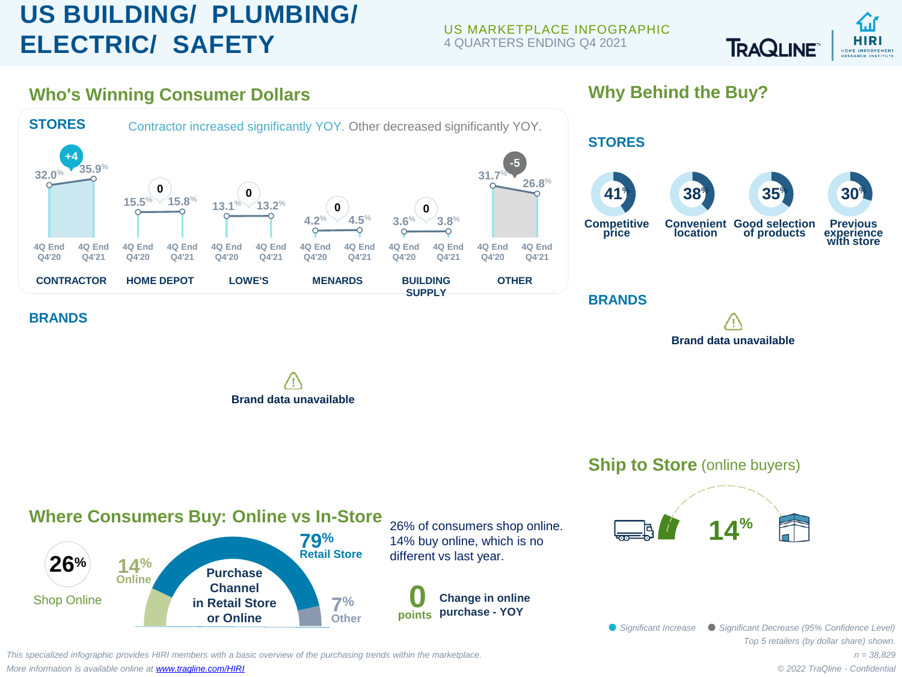# US BUILDING/ PLUMBING/ ELECTRIC/ SAFETY

US MARKETPLACE INFOGRAPHIC
4 QUARTERS ENDING Q4 2021

TRAQLINE | HIRI HOME IMPROVEMENT RESEARCH INSTITUTE

## Who's Winning Consumer Dollars

### STORES

Contractor increased significantly YOY. Other decreased significantly YOY.

| Store | 4Q End Q4'20 | 4Q End Q4'21 | Change |
|---|---|---|---|
| CONTRACTOR | 32.0% | 35.9% | +4 |
| HOME DEPOT | 15.5% | 15.8% | 0 |
| LOWE'S | 13.1% | 13.2% | 0 |
| MENARDS | 4.2% | 4.5% | 0 |
| BUILDING SUPPLY | 3.6% | 3.8% | 0 |
| OTHER | 31.7% | 26.8% | -5 |

### BRANDS

Brand data unavailable

## Why Behind the Buy?

### STORES

- 41% Competitive price
- 38% Convenient location
- 35% Good selection of products
- 30% Previous experience with store

### BRANDS

Brand data unavailable

## Where Consumers Buy: Online vs In-Store

**26%** Shop Online

Purchase Channel in Retail Store or Online:
- 14% Online
- 79% Retail Store
- 7% Other

26% of consumers shop online. 14% buy online, which is no different vs last year.

**0 points** Change in online purchase - YOY

## Ship to Store (online buyers)

14%

Significant Increase | Significant Decrease (95% Confidence Level)

Top 5 retailers (by dollar share) shown.

n = 38,829

*This specialized infographic provides HIRI members with a basic overview of the purchasing trends within the marketplace.*

*More information is available online at [www.traqline.com/HIRI](www.traqline.com/HIRI)*

*© 2022 TraQline - Confidential*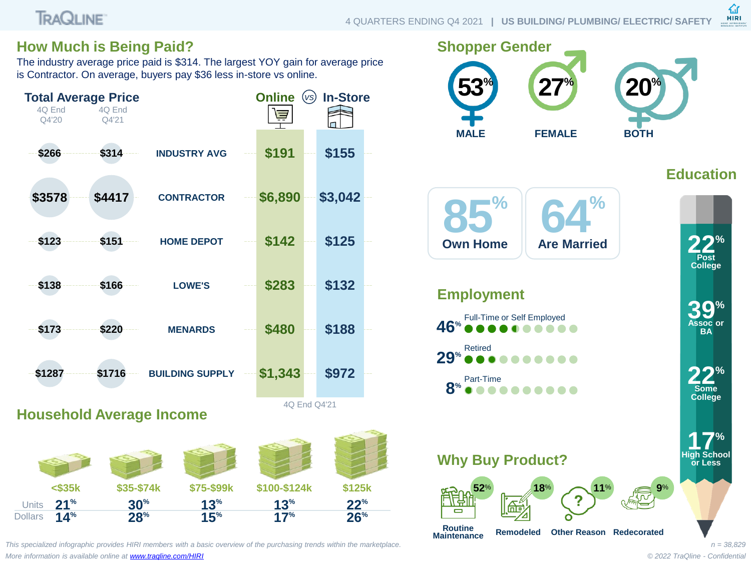4 QUARTERS ENDING Q4 2021 | US BUILDING/ PLUMBING/ ELECTRIC/ SAFETY

## How Much is Being Paid?

The industry average price paid is $314. The largest YOY gain for average price is Contractor. On average, buyers pay $36 less in-store vs online.

| Total Average Price 4Q End Q4'20 | 4Q End Q4'21 | | Online | In-Store |
|---|---|---|---|---|
| $266 | $314 | INDUSTRY AVG | $191 | $155 |
| $3578 | $4417 | CONTRACTOR | $6,890 | $3,042 |
| $123 | $151 | HOME DEPOT | $142 | $125 |
| $138 | $166 | LOWE'S | $283 | $132 |
| $173 | $220 | MENARDS | $480 | $188 |
| $1287 | $1716 | BUILDING SUPPLY | $1,343 | $972 |

4Q End Q4'21

## Household Average Income

| | <$35k | $35-$74k | $75-$99k | $100-$124k | $125k |
|---|---|---|---|---|---|
| Units | 21% | 30% | 13% | 13% | 22% |
| Dollars | 14% | 28% | 15% | 17% | 26% |

## Shopper Gender

53% MALE

27% FEMALE

20% BOTH

85% Own Home

64% Are Married

## Education

22% Post College

39% Assoc or BA

22% Some College

17% High School or Less

## Employment

46% Full-Time or Self Employed

29% Retired

8% Part-Time

## Why Buy Product?

52% Routine Maintenance

18% Remodeled

11% Other Reason

9% Redecorated

*This specialized infographic provides HIRI members with a basic overview of the purchasing trends within the marketplace.*
*More information is available online at [www.traqline.com/HIRI](www.traqline.com/HIRI)*

*n = 38,829*

*© 2022 TraQline - Confidential*